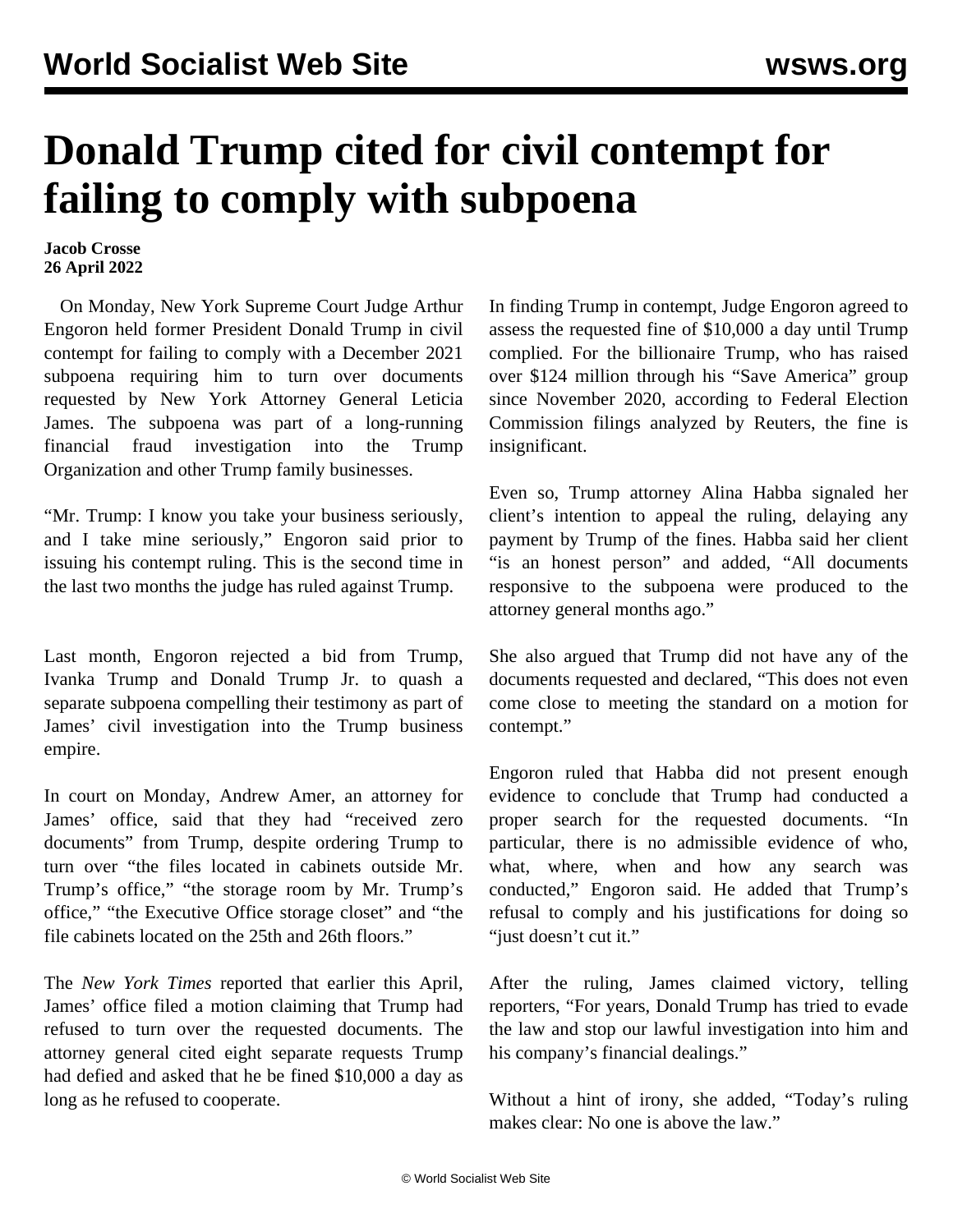# Donald Trump cited for civil contempt for failing to comply with subpoena

**Jacob Crosse**
**26 April 2022**

On Monday, New York Supreme Court Judge Arthur Engoron held former President Donald Trump in civil contempt for failing to comply with a December 2021 subpoena requiring him to turn over documents requested by New York Attorney General Leticia James. The subpoena was part of a long-running financial fraud investigation into the Trump Organization and other Trump family businesses.

"Mr. Trump: I know you take your business seriously, and I take mine seriously," Engoron said prior to issuing his contempt ruling. This is the second time in the last two months the judge has ruled against Trump.

Last month, Engoron rejected a bid from Trump, Ivanka Trump and Donald Trump Jr. to quash a separate subpoena compelling their testimony as part of James' civil investigation into the Trump business empire.

In court on Monday, Andrew Amer, an attorney for James' office, said that they had "received zero documents" from Trump, despite ordering Trump to turn over "the files located in cabinets outside Mr. Trump's office," "the storage room by Mr. Trump's office," "the Executive Office storage closet" and "the file cabinets located on the 25th and 26th floors."

The *New York Times* reported that earlier this April, James' office filed a motion claiming that Trump had refused to turn over the requested documents. The attorney general cited eight separate requests Trump had defied and asked that he be fined $10,000 a day as long as he refused to cooperate.

In finding Trump in contempt, Judge Engoron agreed to assess the requested fine of $10,000 a day until Trump complied. For the billionaire Trump, who has raised over $124 million through his "Save America" group since November 2020, according to Federal Election Commission filings analyzed by Reuters, the fine is insignificant.

Even so, Trump attorney Alina Habba signaled her client's intention to appeal the ruling, delaying any payment by Trump of the fines. Habba said her client "is an honest person" and added, "All documents responsive to the subpoena were produced to the attorney general months ago."

She also argued that Trump did not have any of the documents requested and declared, "This does not even come close to meeting the standard on a motion for contempt."

Engoron ruled that Habba did not present enough evidence to conclude that Trump had conducted a proper search for the requested documents. "In particular, there is no admissible evidence of who, what, where, when and how any search was conducted," Engoron said. He added that Trump's refusal to comply and his justifications for doing so "just doesn't cut it."

After the ruling, James claimed victory, telling reporters, "For years, Donald Trump has tried to evade the law and stop our lawful investigation into him and his company's financial dealings."

Without a hint of irony, she added, "Today's ruling makes clear: No one is above the law."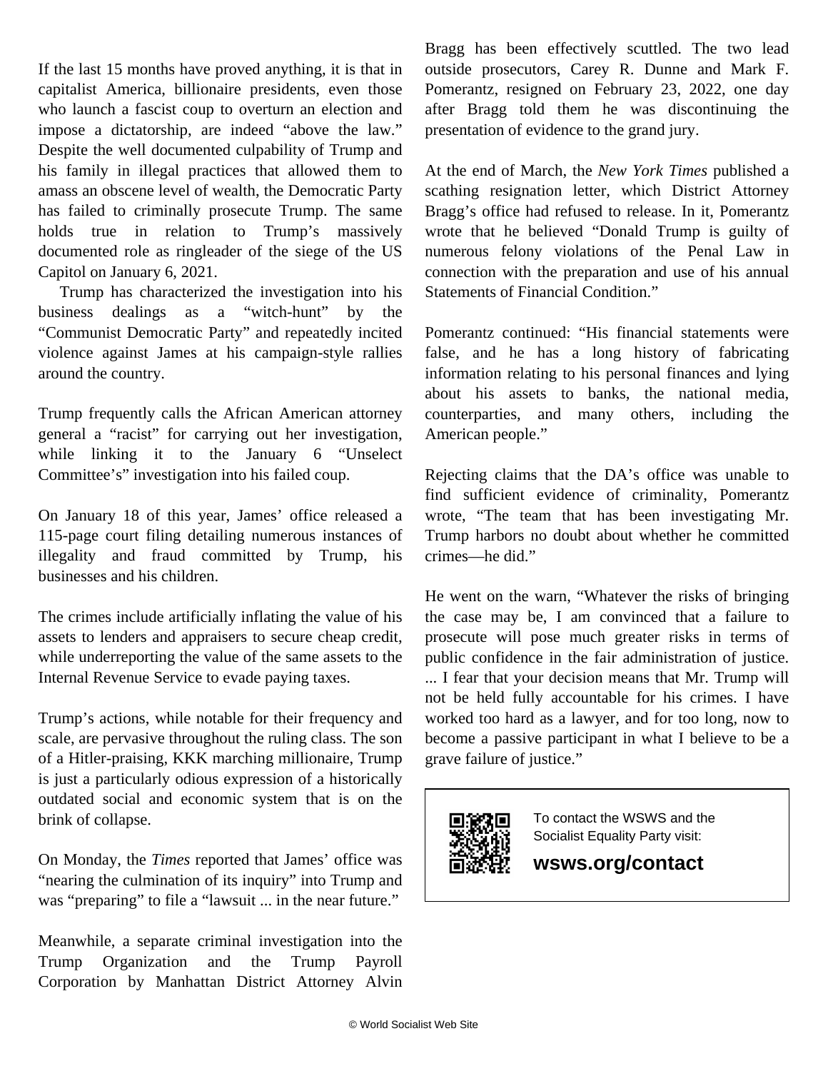If the last 15 months have proved anything, it is that in capitalist America, billionaire presidents, even those who launch a fascist coup to overturn an election and impose a dictatorship, are indeed "above the law." Despite the well documented culpability of Trump and his family in illegal practices that allowed them to amass an obscene level of wealth, the Democratic Party has failed to criminally prosecute Trump. The same holds true in relation to Trump's massively documented role as ringleader of the siege of the US Capitol on January 6, 2021.

Trump has characterized the investigation into his business dealings as a "witch-hunt" by the "Communist Democratic Party" and repeatedly incited violence against James at his campaign-style rallies around the country.

Trump frequently calls the African American attorney general a "racist" for carrying out her investigation, while linking it to the January 6 "Unselect Committee's" investigation into his failed coup.

On January 18 of this year, James' office released a 115-page court filing detailing numerous instances of illegality and fraud committed by Trump, his businesses and his children.

The crimes include artificially inflating the value of his assets to lenders and appraisers to secure cheap credit, while underreporting the value of the same assets to the Internal Revenue Service to evade paying taxes.

Trump's actions, while notable for their frequency and scale, are pervasive throughout the ruling class. The son of a Hitler-praising, KKK marching millionaire, Trump is just a particularly odious expression of a historically outdated social and economic system that is on the brink of collapse.

On Monday, the *Times* reported that James' office was "nearing the culmination of its inquiry" into Trump and was "preparing" to file a "lawsuit ... in the near future."

Meanwhile, a separate criminal investigation into the Trump Organization and the Trump Payroll Corporation by Manhattan District Attorney Alvin Bragg has been effectively scuttled. The two lead outside prosecutors, Carey R. Dunne and Mark F. Pomerantz, resigned on February 23, 2022, one day after Bragg told them he was discontinuing the presentation of evidence to the grand jury.

At the end of March, the *New York Times* published a scathing resignation letter, which District Attorney Bragg's office had refused to release. In it, Pomerantz wrote that he believed "Donald Trump is guilty of numerous felony violations of the Penal Law in connection with the preparation and use of his annual Statements of Financial Condition."

Pomerantz continued: "His financial statements were false, and he has a long history of fabricating information relating to his personal finances and lying about his assets to banks, the national media, counterparties, and many others, including the American people."

Rejecting claims that the DA's office was unable to find sufficient evidence of criminality, Pomerantz wrote, "The team that has been investigating Mr. Trump harbors no doubt about whether he committed crimes—he did."

He went on the warn, "Whatever the risks of bringing the case may be, I am convinced that a failure to prosecute will pose much greater risks in terms of public confidence in the fair administration of justice. ... I fear that your decision means that Mr. Trump will not be held fully accountable for his crimes. I have worked too hard as a lawyer, and for too long, now to become a passive participant in what I believe to be a grave failure of justice."

To contact the WSWS and the Socialist Equality Party visit:

**wsws.org/contact**